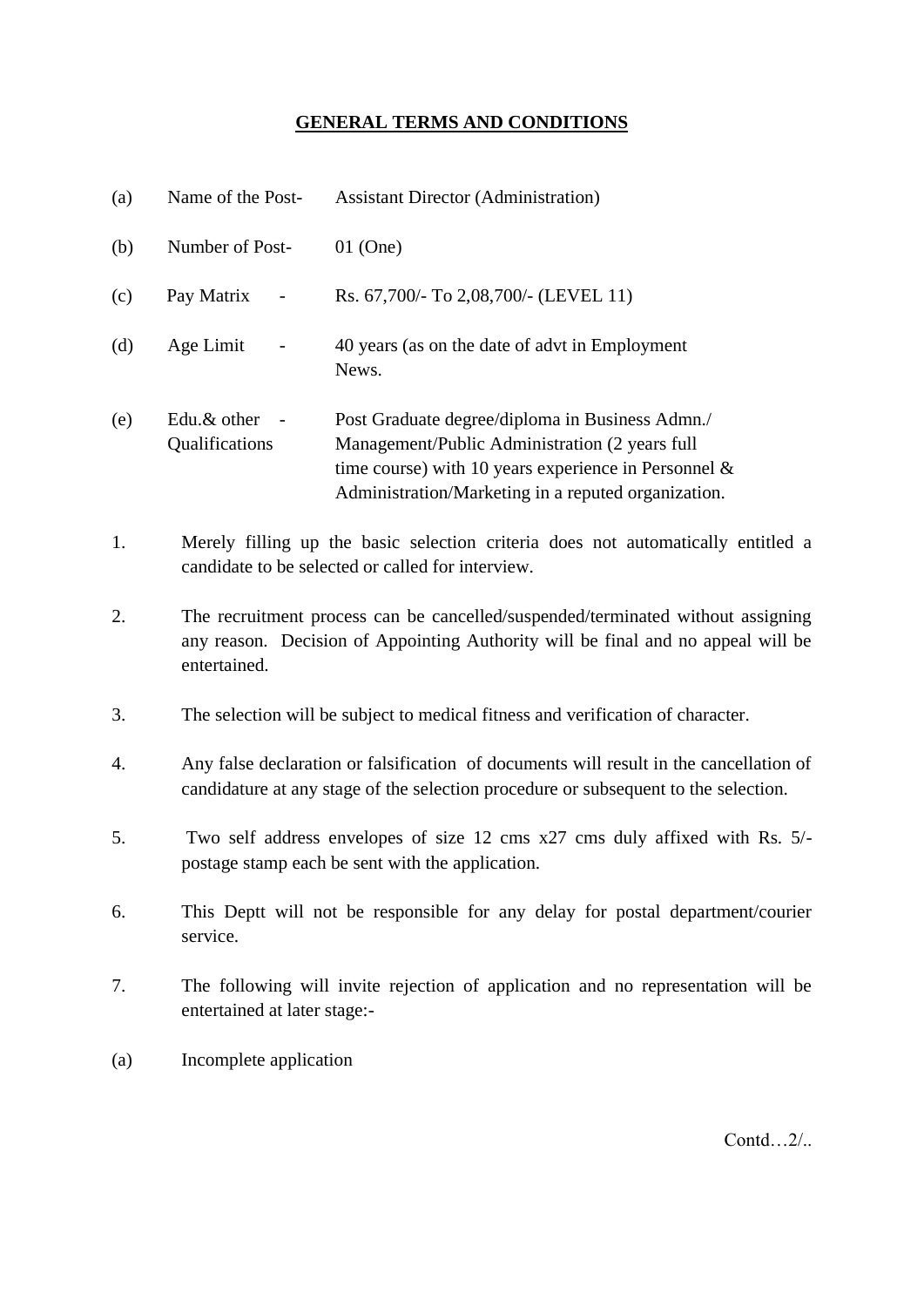## GENERAL TERMS AND CONDITIONS

(a) Name of the Post- Assistant Director (Administration)

(b) Number of Post- 01 (One)

(c) Pay Matrix - Rs. 67,700/- To 2,08,700/- (LEVEL 11)

(d) Age Limit - 40 years (as on the date of advt in Employment News.

(e) Edu.& other Qualifications - Post Graduate degree/diploma in Business Admn./ Management/Public Administration (2 years full time course) with 10 years experience in Personnel & Administration/Marketing in a reputed organization.

1. Merely filling up the basic selection criteria does not automatically entitled a candidate to be selected or called for interview.

2. The recruitment process can be cancelled/suspended/terminated without assigning any reason. Decision of Appointing Authority will be final and no appeal will be entertained.

3. The selection will be subject to medical fitness and verification of character.

4. Any false declaration or falsification of documents will result in the cancellation of candidature at any stage of the selection procedure or subsequent to the selection.

5. Two self address envelopes of size 12 cms x27 cms duly affixed with Rs. 5/- postage stamp each be sent with the application.

6. This Deptt will not be responsible for any delay for postal department/courier service.

7. The following will invite rejection of application and no representation will be entertained at later stage:-

(a) Incomplete application

Contd…2/..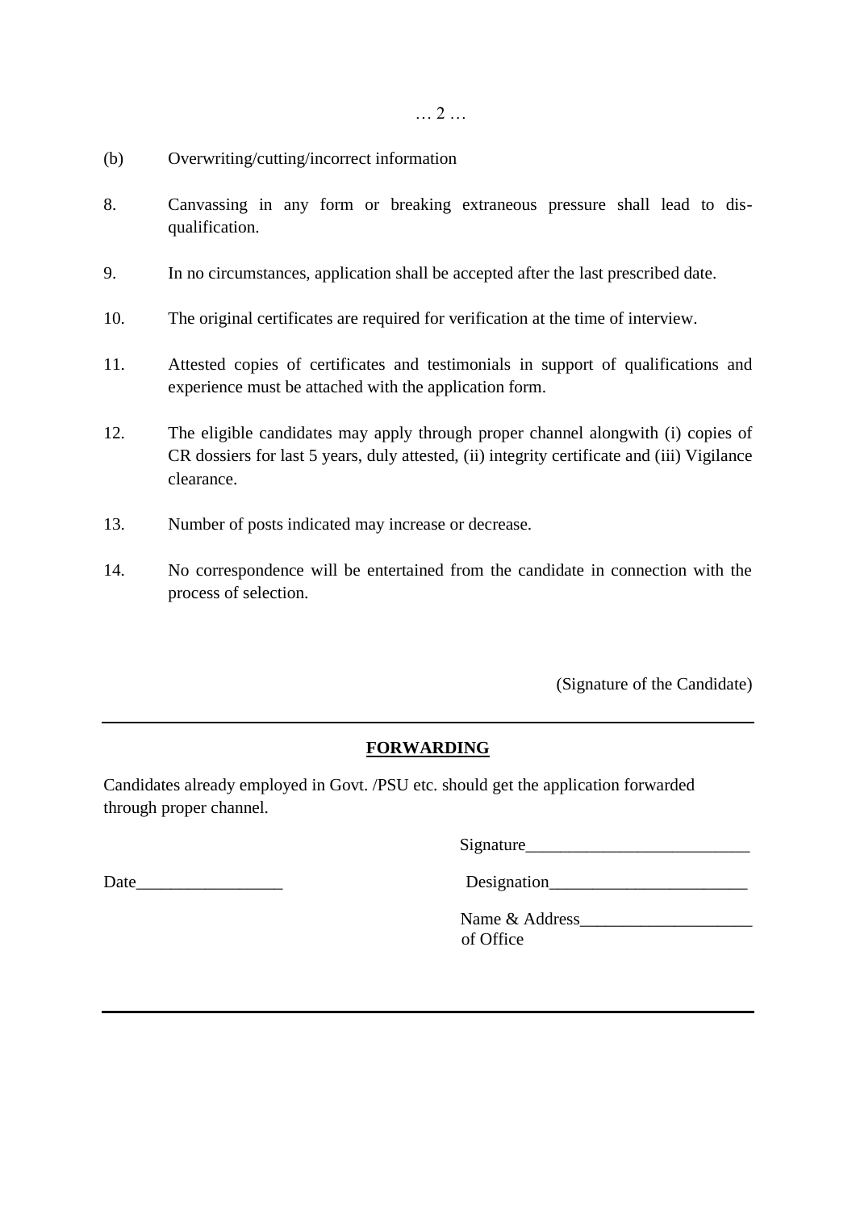(b) Overwriting/cutting/incorrect information

8. Canvassing in any form or breaking extraneous pressure shall lead to dis-qualification.

9. In no circumstances, application shall be accepted after the last prescribed date.

10. The original certificates are required for verification at the time of interview.

11. Attested copies of certificates and testimonials in support of qualifications and experience must be attached with the application form.

12. The eligible candidates may apply through proper channel alongwith (i) copies of CR dossiers for last 5 years, duly attested, (ii) integrity certificate and (iii) Vigilance clearance.

13. Number of posts indicated may increase or decrease.

14. No correspondence will be entertained from the candidate in connection with the process of selection.

(Signature of the Candidate)

---

**FORWARDING**

Candidates already employed in Govt. /PSU etc. should get the application forwarded through proper channel.

Signature__________________________

Date_________________

Designation_______________________

Name & Address____________________
of Office

---